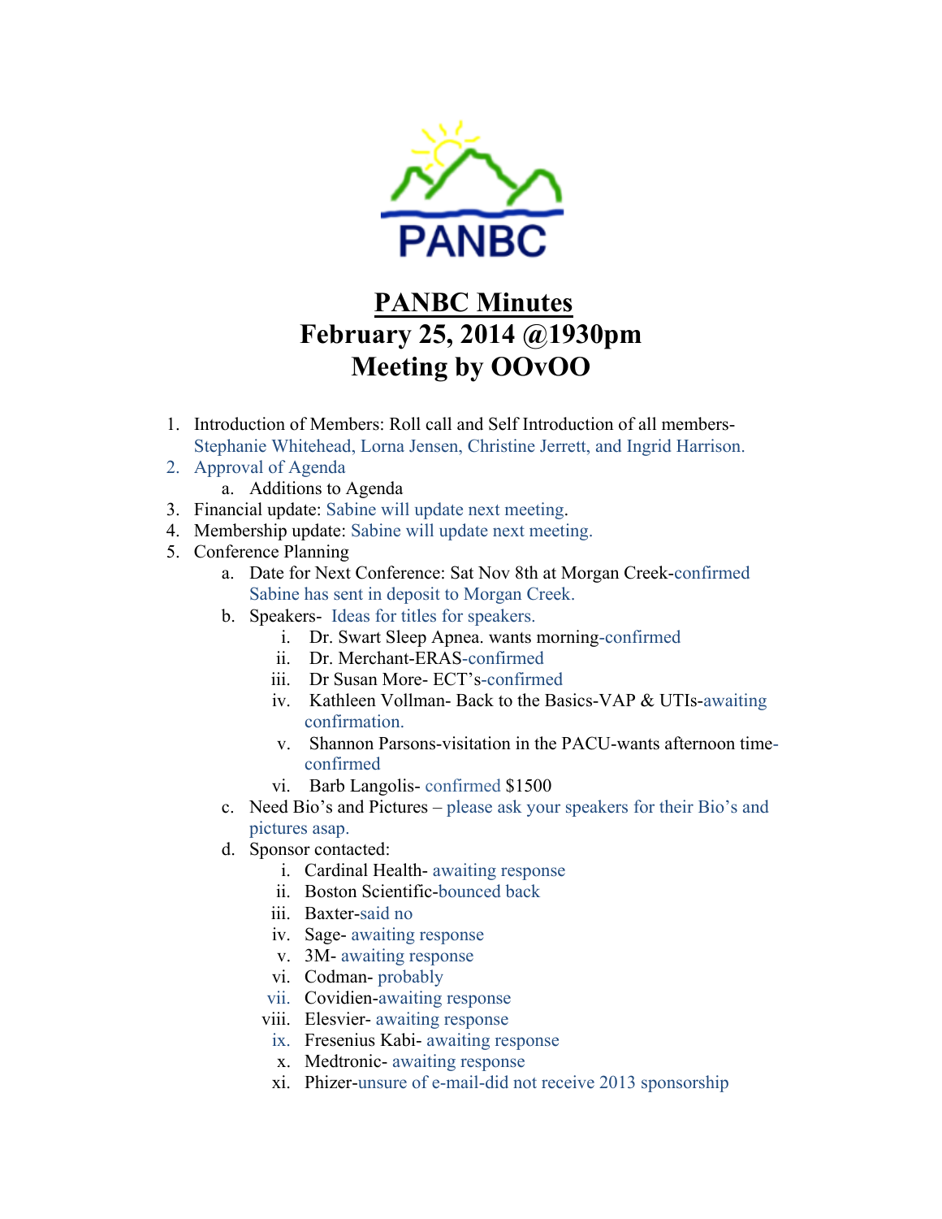PANBC

# PANBC Minutes
## February 25, 2014 @1930pm
## Meeting by OOvOO

1. Introduction of Members: Roll call and Self Introduction of all members- Stephanie Whitehead, Lorna Jensen, Christine Jerrett, and Ingrid Harrison.
2. Approval of Agenda
   a. Additions to Agenda
3. Financial update: Sabine will update next meeting.
4. Membership update: Sabine will update next meeting.
5. Conference Planning
   a. Date for Next Conference: Sat Nov 8th at Morgan Creek-confirmed Sabine has sent in deposit to Morgan Creek.
   b. Speakers- Ideas for titles for speakers.
      i. Dr. Swart Sleep Apnea. wants morning-confirmed
      ii. Dr. Merchant-ERAS-confirmed
      iii. Dr Susan More- ECT's-confirmed
      iv. Kathleen Vollman- Back to the Basics-VAP & UTIs-awaiting confirmation.
      v. Shannon Parsons-visitation in the PACU-wants afternoon time-confirmed
      vi. Barb Langolis- confirmed $1500
   c. Need Bio's and Pictures – please ask your speakers for their Bio's and pictures asap.
   d. Sponsor contacted:
      i. Cardinal Health- awaiting response
      ii. Boston Scientific-bounced back
      iii. Baxter-said no
      iv. Sage- awaiting response
      v. 3M- awaiting response
      vi. Codman- probably
      vii. Covidien-awaiting response
      viii. Elesvier- awaiting response
      ix. Fresenius Kabi- awaiting response
      x. Medtronic- awaiting response
      xi. Phizer-unsure of e-mail-did not receive 2013 sponsorship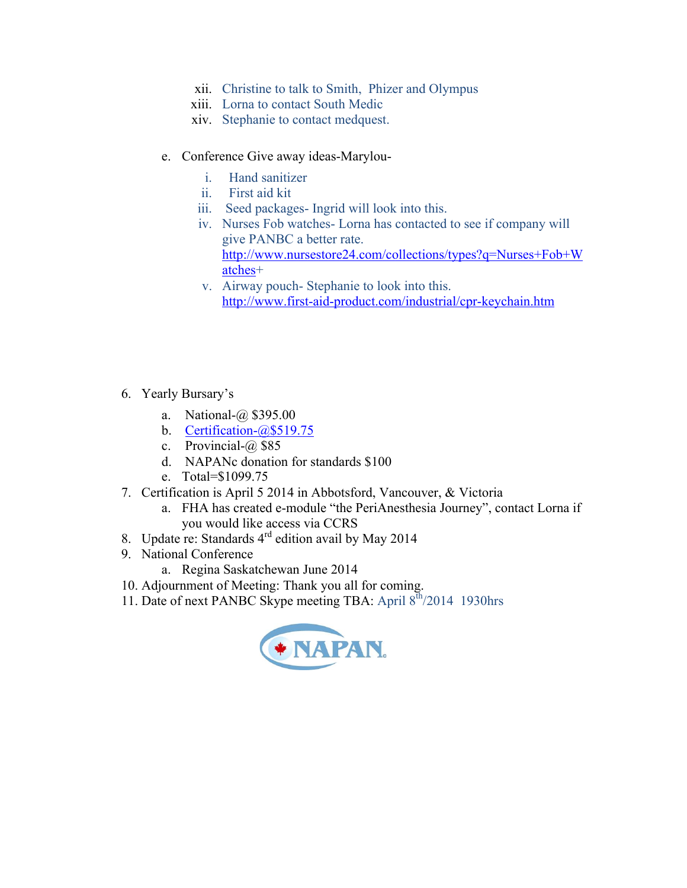xii. Christine to talk to Smith, Phizer and Olympus
xiii. Lorna to contact South Medic
xiv. Stephanie to contact medquest.

e. Conference Give away ideas-Marylou-

i. Hand sanitizer
ii. First aid kit
iii. Seed packages- Ingrid will look into this.
iv. Nurses Fob watches- Lorna has contacted to see if company will give PANBC a better rate. http://www.nursestore24.com/collections/types?q=Nurses+Fob+Watches+
v. Airway pouch- Stephanie to look into this. http://www.first-aid-product.com/industrial/cpr-keychain.htm

6. Yearly Bursary's
   a. National-@ $395.00
   b. Certification-@$519.75
   c. Provincial-@ $85
   d. NAPANc donation for standards $100
   e. Total=$1099.75
7. Certification is April 5 2014 in Abbotsford, Vancouver, & Victoria
   a. FHA has created e-module "the PeriAnesthesia Journey", contact Lorna if you would like access via CCRS
8. Update re: Standards 4rd edition avail by May 2014
9. National Conference
   a. Regina Saskatchewan June 2014
10. Adjournment of Meeting: Thank you all for coming.
11. Date of next PANBC Skype meeting TBA: April 8th/2014 1930hrs

NAPAN